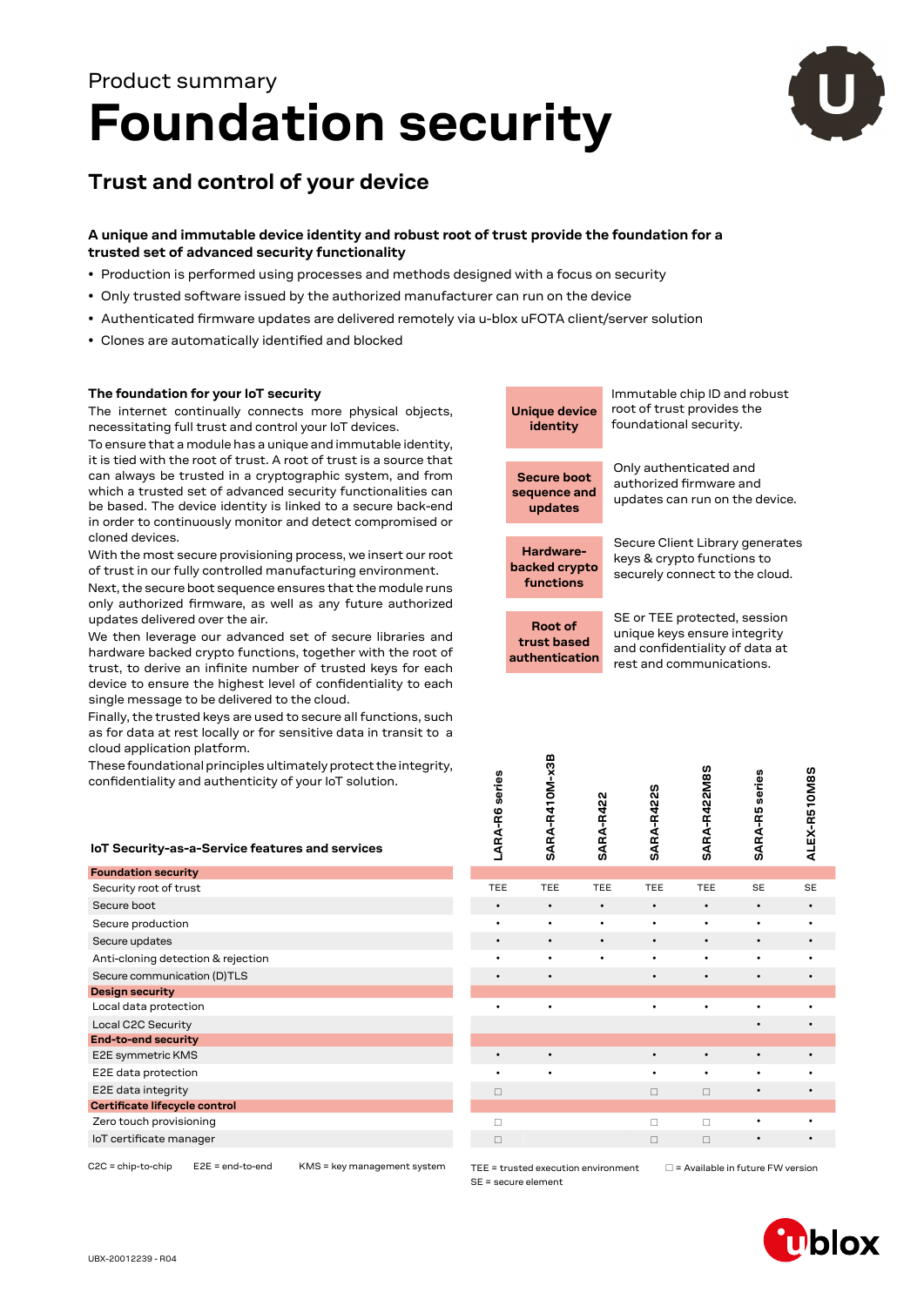Product summary

# Foundation security

## Trust and control of your device

**A unique and immutable device identity and robust root of trust provide the foundation for a trusted set of advanced security functionality**

- Production is performed using processes and methods designed with a focus on security
- Only trusted software issued by the authorized manufacturer can run on the device
- Authenticated firmware updates are delivered remotely via u-blox uFOTA client/server solution
- Clones are automatically identified and blocked

### The foundation for your IoT security

The internet continually connects more physical objects, necessitating full trust and control your IoT devices.

To ensure that a module has a unique and immutable identity, it is tied with the root of trust. A root of trust is a source that can always be trusted in a cryptographic system, and from which a trusted set of advanced security functionalities can be based. The device identity is linked to a secure back-end in order to continuously monitor and detect compromised or cloned devices.

With the most secure provisioning process, we insert our root of trust in our fully controlled manufacturing environment.

Next, the secure boot sequence ensures that the module runs only authorized firmware, as well as any future authorized updates delivered over the air.

We then leverage our advanced set of secure libraries and hardware backed crypto functions, together with the root of trust, to derive an infinite number of trusted keys for each device to ensure the highest level of confidentiality to each single message to be delivered to the cloud.

Finally, the trusted keys are used to secure all functions, such as for data at rest locally or for sensitive data in transit to a cloud application platform.

These foundational principles ultimately protect the integrity, confidentiality and authenticity of your IoT solution.

| | |
|---|---|
| **Unique device identity** | Immutable chip ID and robust root of trust provides the foundational security. |
| **Secure boot sequence and updates** | Only authenticated and authorized firmware and updates can run on the device. |
| **Hardware-backed crypto functions** | Secure Client Library generates keys & crypto functions to securely connect to the cloud. |
| **Root of trust based authentication** | SE or TEE protected, session unique keys ensure integrity and confidentiality of data at rest and communications. |

### IoT Security-as-a-Service features and services

| | LARA-R6 series | SARA-R410M-x3B | SARA-R422 | SARA-R422S | SARA-R422M8S | SARA-R5 series | ALEX-R510M8S |
|---|---|---|---|---|---|---|---|
| **Foundation security** | | | | | | | |
| Security root of trust | TEE | TEE | TEE | TEE | TEE | SE | SE |
| Secure boot | • | • | • | • | • | • | • |
| Secure production | • | • | • | • | • | • | • |
| Secure updates | • | • | • | • | • | • | • |
| Anti-cloning detection & rejection | • | • | • | • | • | • | • |
| Secure communication (D)TLS | • | • | | • | • | • | • |
| **Design security** | | | | | | | |
| Local data protection | • | • | | • | • | • | • |
| Local C2C Security | | | | | | • | • |
| **End-to-end security** | | | | | | | |
| E2E symmetric KMS | • | • | | • | • | • | • |
| E2E data protection | • | • | | • | • | • | • |
| E2E data integrity | □ | | | □ | □ | • | • |
| **Certificate lifecycle control** | | | | | | | |
| Zero touch provisioning | □ | | | □ | □ | • | • |
| IoT certificate manager | □ | | | □ | □ | • | • |

C2C = chip-to-chip  E2E = end-to-end  KMS = key management system

TEE = trusted execution environment  □ = Available in future FW version
SE = secure element

UBX-20012239 - R04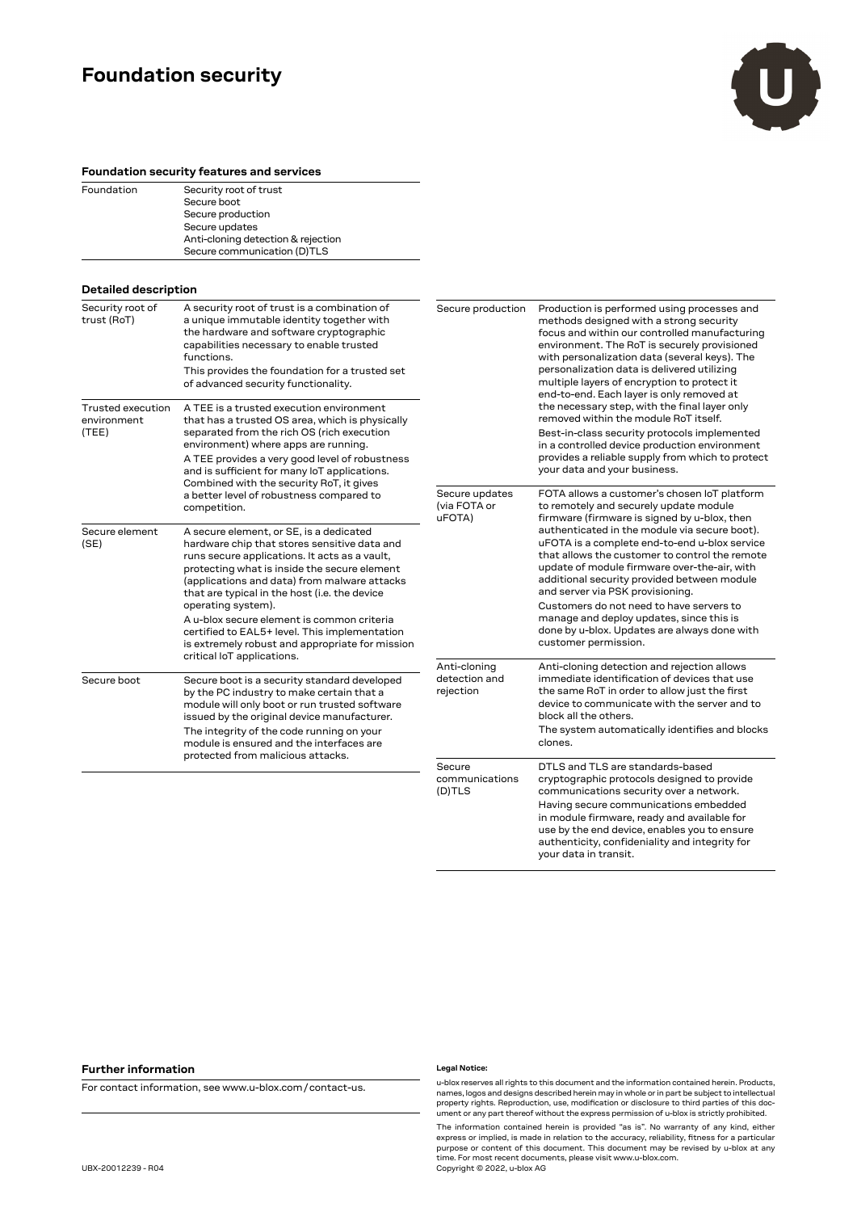# Foundation security

### Foundation security features and services

| | |
|---|---|
| Foundation | Security root of trust<br>Secure boot<br>Secure production<br>Secure updates<br>Anti-cloning detection & rejection<br>Secure communication (D)TLS |

### Detailed description

| | |
|---|---|
| Security root of trust (RoT) | A security root of trust is a combination of a unique immutable identity together with the hardware and software cryptographic capabilities necessary to enable trusted functions.<br>This provides the foundation for a trusted set of advanced security functionality. |
| Trusted execution environment (TEE) | A TEE is a trusted execution environment that has a trusted OS area, which is physically separated from the rich OS (rich execution environment) where apps are running.<br>A TEE provides a very good level of robustness and is sufficient for many IoT applications. Combined with the security RoT, it gives a better level of robustness compared to competition. |
| Secure element (SE) | A secure element, or SE, is a dedicated hardware chip that stores sensitive data and runs secure applications. It acts as a vault, protecting what is inside the secure element (applications and data) from malware attacks that are typical in the host (i.e. the device operating system).<br>A u-blox secure element is common criteria certified to EAL5+ level. This implementation is extremely robust and appropriate for mission critical IoT applications. |
| Secure boot | Secure boot is a security standard developed by the PC industry to make certain that a module will only boot or run trusted software issued by the original device manufacturer.<br>The integrity of the code running on your module is ensured and the interfaces are protected from malicious attacks. |
| Secure production | Production is performed using processes and methods designed with a strong security focus and within our controlled manufacturing environment. The RoT is securely provisioned with personalization data (several keys). The personalization data is delivered utilizing multiple layers of encryption to protect it end-to-end. Each layer is only removed at the necessary step, with the final layer only removed within the module RoT itself.<br>Best-in-class security protocols implemented in a controlled device production environment provides a reliable supply from which to protect your data and your business. |
| Secure updates (via FOTA or uFOTA) | FOTA allows a customer's chosen IoT platform to remotely and securely update module firmware (firmware is signed by u-blox, then authenticated in the module via secure boot). uFOTA is a complete end-to-end u-blox service that allows the customer to control the remote update of module firmware over-the-air, with additional security provided between module and server via PSK provisioning.<br>Customers do not need to have servers to manage and deploy updates, since this is done by u-blox. Updates are always done with customer permission. |
| Anti-cloning detection and rejection | Anti-cloning detection and rejection allows immediate identification of devices that use the same RoT in order to allow just the first device to communicate with the server and to block all the others.<br>The system automatically identifies and blocks clones. |
| Secure communications (D)TLS | DTLS and TLS are standards-based cryptographic protocols designed to provide communications security over a network.<br>Having secure communications embedded in module firmware, ready and available for use by the end device, enables you to ensure authenticity, confideniality and integrity for your data in transit. |

### Further information

For contact information, see www.u-blox.com/contact-us.

UBX-20012239 - R04

**Legal Notice:**

u-blox reserves all rights to this document and the information contained herein. Products, names, logos and designs described herein may in whole or in part be subject to intellectual property rights. Reproduction, use, modification or disclosure to third parties of this document or any part thereof without the express permission of u-blox is strictly prohibited.

The information contained herein is provided "as is". No warranty of any kind, either express or implied, is made in relation to the accuracy, reliability, fitness for a particular purpose or content of this document. This document may be revised by u-blox at any time. For most recent documents, please visit www.u-blox.com.
Copyright © 2022, u-blox AG